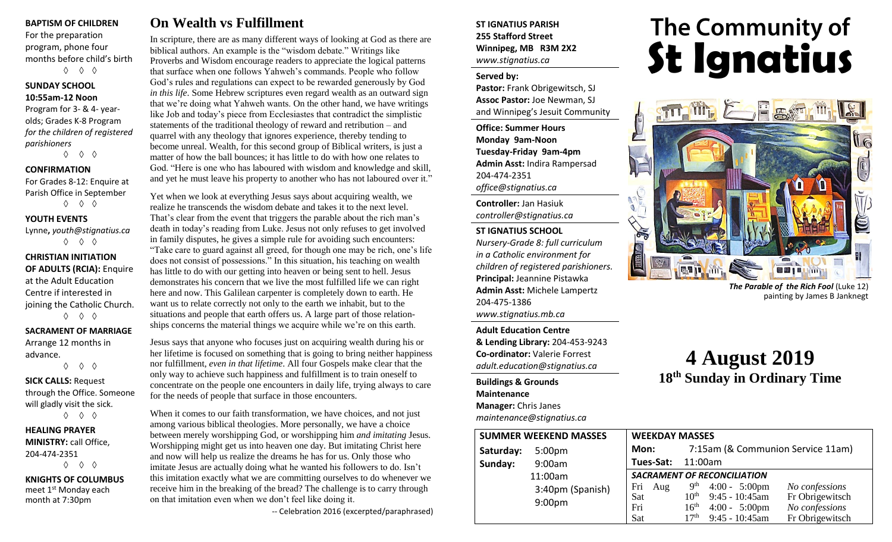**BAPTISM OF CHILDREN**
For the preparation program, phone four months before child's birth

◊ ◊ ◊

**SUNDAY SCHOOL**
**10:55am-12 Noon**
Program for 3- & 4- year-olds; Grades K-8 Program *for the children of registered parishioners*

◊ ◊ ◊

**CONFIRMATION**
For Grades 8-12: Enquire at Parish Office in September

◊ ◊ ◊

**YOUTH EVENTS**
Lynne**,** *youth@stignatius.ca*

◊ ◊ ◊

**CHRISTIAN INITIATION OF ADULTS (RCIA):** Enquire at the Adult Education Centre if interested in joining the Catholic Church.

◊ ◊ ◊

**SACRAMENT OF MARRIAGE**
Arrange 12 months in advance.

◊ ◊ ◊

**SICK CALLS:** Request through the Office. Someone will gladly visit the sick.

◊ ◊ ◊

**HEALING PRAYER MINISTRY:** call Office, 204-474-2351

◊ ◊ ◊

**KNIGHTS OF COLUMBUS**
meet 1st Monday each month at 7:30pm

# On Wealth vs Fulfillment

In scripture, there are as many different ways of looking at God as there are biblical authors. An example is the "wisdom debate." Writings like Proverbs and Wisdom encourage readers to appreciate the logical patterns that surface when one follows Yahweh's commands. People who follow God's rules and regulations can expect to be rewarded generously by God *in this life*. Some Hebrew scriptures even regard wealth as an outward sign that we're doing what Yahweh wants. On the other hand, we have writings like Job and today's piece from Ecclesiastes that contradict the simplistic statements of the traditional theology of reward and retribution – and quarrel with any theology that ignores experience, thereby tending to become unreal. Wealth, for this second group of Biblical writers, is just a matter of how the ball bounces; it has little to do with how one relates to God. "Here is one who has laboured with wisdom and knowledge and skill, and yet he must leave his property to another who has not laboured over it."

Yet when we look at everything Jesus says about acquiring wealth, we realize he transcends the wisdom debate and takes it to the next level. That's clear from the event that triggers the parable about the rich man's death in today's reading from Luke. Jesus not only refuses to get involved in family disputes, he gives a simple rule for avoiding such encounters: "Take care to guard against all greed, for though one may be rich, one's life does not consist of possessions." In this situation, his teaching on wealth has little to do with our getting into heaven or being sent to hell. Jesus demonstrates his concern that we live the most fulfilled life we can right here and now. This Galilean carpenter is completely down to earth. He want us to relate correctly not only to the earth we inhabit, but to the situations and people that earth offers us. A large part of those relationships concerns the material things we acquire while we're on this earth.

Jesus says that anyone who focuses just on acquiring wealth during his or her lifetime is focused on something that is going to bring neither happiness nor fulfillment, *even in that lifetime*. All four Gospels make clear that the only way to achieve such happiness and fulfillment is to train oneself to concentrate on the people one encounters in daily life, trying always to care for the needs of people that surface in those encounters.

When it comes to our faith transformation, we have choices, and not just among various biblical theologies. More personally, we have a choice between merely worshipping God, or worshipping him *and imitating* Jesus. Worshipping might get us into heaven one day. But imitating Christ here and now will help us realize the dreams he has for us. Only those who imitate Jesus are actually doing what he wanted his followers to do. Isn't this imitation exactly what we are committing ourselves to do whenever we receive him in the breaking of the bread? The challenge is to carry through on that imitation even when we don't feel like doing it.

-- Celebration 2016 (excerpted/paraphrased)

**ST IGNATIUS PARISH**
**255 Stafford Street**
**Winnipeg, MB R3M 2X2**
*www.stignatius.ca*

**Served by:**
**Pastor:** Frank Obrigewitsch, SJ
**Assoc Pastor:** Joe Newman, SJ
and Winnipeg's Jesuit Community

**Office: Summer Hours**
**Monday 9am-Noon**
**Tuesday-Friday 9am-4pm**
**Admin Asst:** Indira Rampersad
204-474-2351
*office@stignatius.ca*

**Controller:** Jan Hasiuk
*controller@stignatius.ca*

**ST IGNATIUS SCHOOL**
*Nursery-Grade 8: full curriculum in a Catholic environment for children of registered parishioners.*
**Principal:** Jeannine Pistawka
**Admin Asst:** Michele Lampertz
204-475-1386
*www.stignatius.mb.ca*

**Adult Education Centre & Lending Library:** 204-453-9243
**Co-ordinator:** Valerie Forrest
*adult.education@stignatius.ca*

**Buildings & Grounds Maintenance Manager:** Chris Janes
*maintenance@stignatius.ca*

# The Community of St Ignatius

***The Parable of the Rich Fool*** (Luke 12) painting by James B Janknegt

## 4 August 2019
## 18th Sunday in Ordinary Time

| SUMMER WEEKEND MASSES | |
|---|---|
| **Saturday:** | 5:00pm |
| **Sunday:** | 9:00am |
| | 11:00am |
| | 3:40pm (Spanish) |
| | 9:00pm |

**WEEKDAY MASSES**

**Mon:** 7:15am (& Communion Service 11am)
**Tues-Sat:** 11:00am

***SACRAMENT OF RECONCILIATION***

| | | | |
|---|---|---|---|
| Fri Aug | 9th | 4:00 - 5:00pm | *No confessions* |
| Sat | 10th | 9:45 - 10:45am | Fr Obrigewitsch |
| Fri | 16th | 4:00 - 5:00pm | *No confessions* |
| Sat | 17th | 9:45 - 10:45am | Fr Obrigewitsch |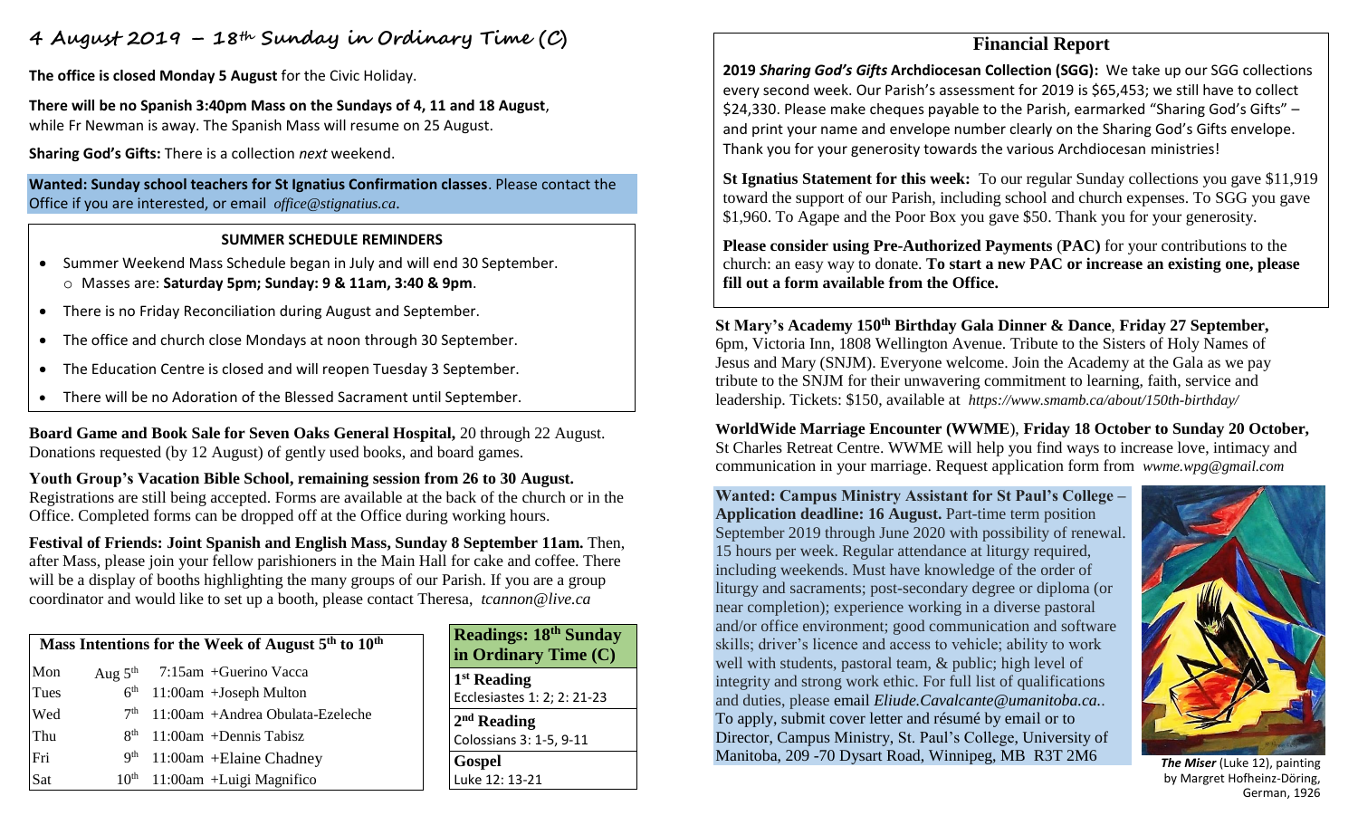# 4 August 2019 – 18th Sunday in Ordinary Time (C)

**The office is closed Monday 5 August** for the Civic Holiday.

**There will be no Spanish 3:40pm Mass on the Sundays of 4, 11 and 18 August**, while Fr Newman is away. The Spanish Mass will resume on 25 August.

**Sharing God's Gifts:** There is a collection *next* weekend.

**Wanted: Sunday school teachers for St Ignatius Confirmation classes**. Please contact the Office if you are interested, or email *office@stignatius.ca*.

**SUMMER SCHEDULE REMINDERS**

- Summer Weekend Mass Schedule began in July and will end 30 September.
  - Masses are: **Saturday 5pm; Sunday: 9 & 11am, 3:40 & 9pm**.
- There is no Friday Reconciliation during August and September.
- The office and church close Mondays at noon through 30 September.
- The Education Centre is closed and will reopen Tuesday 3 September.
- There will be no Adoration of the Blessed Sacrament until September.

**Board Game and Book Sale for Seven Oaks General Hospital,** 20 through 22 August. Donations requested (by 12 August) of gently used books, and board games.

**Youth Group's Vacation Bible School, remaining session from 26 to 30 August.** Registrations are still being accepted. Forms are available at the back of the church or in the Office. Completed forms can be dropped off at the Office during working hours.

**Festival of Friends: Joint Spanish and English Mass, Sunday 8 September 11am.** Then, after Mass, please join your fellow parishioners in the Main Hall for cake and coffee. There will be a display of booths highlighting the many groups of our Parish. If you are a group coordinator and would like to set up a booth, please contact Theresa, *tcannon@live.ca*

| Mass Intentions for the Week of August 5th to 10th | | | |
|---|---|---|---|
| Mon | Aug 5th | 7:15am | +Guerino Vacca |
| Tues | 6th | 11:00am | +Joseph Multon |
| Wed | 7th | 11:00am | +Andrea Obulata-Ezeleche |
| Thu | 8th | 11:00am | +Dennis Tabisz |
| Fri | 9th | 11:00am | +Elaine Chadney |
| Sat | 10th | 11:00am | +Luigi Magnifico |

| Readings: 18th Sunday in Ordinary Time (C) |
|---|
| **1st Reading** Ecclesiastes 1: 2; 2: 21-23 |
| **2nd Reading** Colossians 3: 1-5, 9-11 |
| **Gospel** Luke 12: 13-21 |

## Financial Report

**2019 *Sharing God's Gifts* Archdiocesan Collection (SGG):** We take up our SGG collections every second week. Our Parish's assessment for 2019 is $65,453; we still have to collect $24,330. Please make cheques payable to the Parish, earmarked "Sharing God's Gifts" – and print your name and envelope number clearly on the Sharing God's Gifts envelope. Thank you for your generosity towards the various Archdiocesan ministries!

**St Ignatius Statement for this week:** To our regular Sunday collections you gave $11,919 toward the support of our Parish, including school and church expenses. To SGG you gave $1,960. To Agape and the Poor Box you gave $50. Thank you for your generosity.

**Please consider using Pre-Authorized Payments (PAC)** for your contributions to the church: an easy way to donate. **To start a new PAC or increase an existing one, please fill out a form available from the Office.**

**St Mary's Academy 150th Birthday Gala Dinner & Dance, Friday 27 September,** 6pm, Victoria Inn, 1808 Wellington Avenue. Tribute to the Sisters of Holy Names of Jesus and Mary (SNJM). Everyone welcome. Join the Academy at the Gala as we pay tribute to the SNJM for their unwavering commitment to learning, faith, service and leadership. Tickets: $150, available at *https://www.smamb.ca/about/150th-birthday/*

**WorldWide Marriage Encounter (WWME), Friday 18 October to Sunday 20 October,** St Charles Retreat Centre. WWME will help you find ways to increase love, intimacy and communication in your marriage. Request application form from *wwme.wpg@gmail.com*

**Wanted: Campus Ministry Assistant for St Paul's College – Application deadline: 16 August.** Part-time term position September 2019 through June 2020 with possibility of renewal. 15 hours per week. Regular attendance at liturgy required, including weekends. Must have knowledge of the order of liturgy and sacraments; post-secondary degree or diploma (or near completion); experience working in a diverse pastoral and/or office environment; good communication and software skills; driver's licence and access to vehicle; ability to work well with students, pastoral team, & public; high level of integrity and strong work ethic. For full list of qualifications and duties, please email *Eliude.Cavalcante@umanitoba.ca.*. To apply, submit cover letter and résumé by email or to Director, Campus Ministry, St. Paul's College, University of Manitoba, 209 -70 Dysart Road, Winnipeg, MB R3T 2M6

***The Miser*** (Luke 12), painting by Margret Hofheinz-Döring, German, 1926